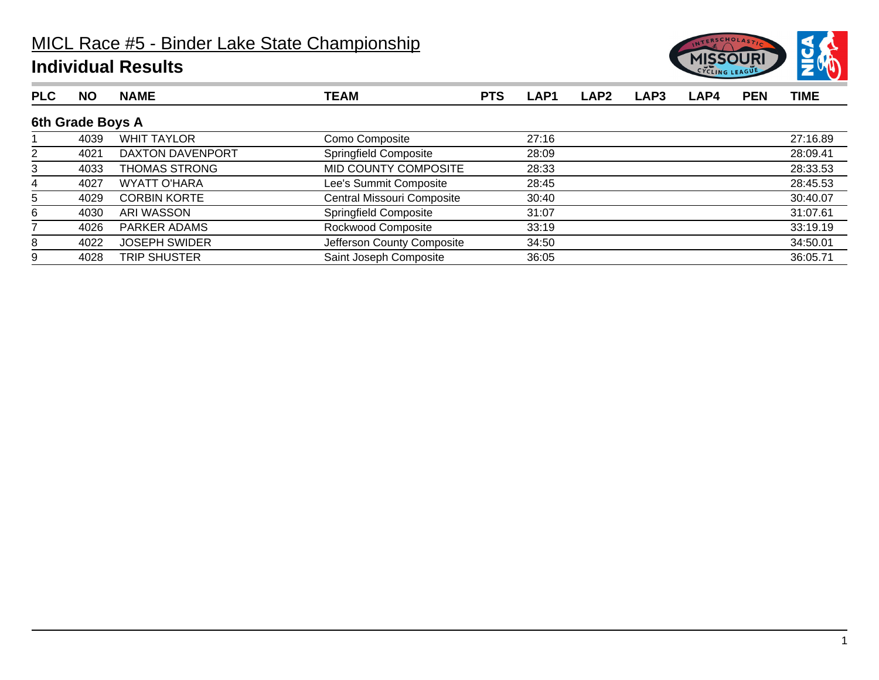# MICL Race #5 - Binder Lake State Championship

## Individual Results

### 6th Grade Boys A

| PLC | NO | NAME | TEAM | PTS | LAP1 | LAP2 | LAP3 | LAP4 | PEN | TIME |
|---|---|---|---|---|---|---|---|---|---|---|
| 1 | 4039 | WHIT TAYLOR | Como Composite | | 27:16 | | | | | 27:16.89 |
| 2 | 4021 | DAXTON DAVENPORT | Springfield Composite | | 28:09 | | | | | 28:09.41 |
| 3 | 4033 | THOMAS STRONG | MID COUNTY COMPOSITE | | 28:33 | | | | | 28:33.53 |
| 4 | 4027 | WYATT O'HARA | Lee's Summit Composite | | 28:45 | | | | | 28:45.53 |
| 5 | 4029 | CORBIN KORTE | Central Missouri Composite | | 30:40 | | | | | 30:40.07 |
| 6 | 4030 | ARI WASSON | Springfield Composite | | 31:07 | | | | | 31:07.61 |
| 7 | 4026 | PARKER ADAMS | Rockwood Composite | | 33:19 | | | | | 33:19.19 |
| 8 | 4022 | JOSEPH SWIDER | Jefferson County Composite | | 34:50 | | | | | 34:50.01 |
| 9 | 4028 | TRIP SHUSTER | Saint Joseph Composite | | 36:05 | | | | | 36:05.71 |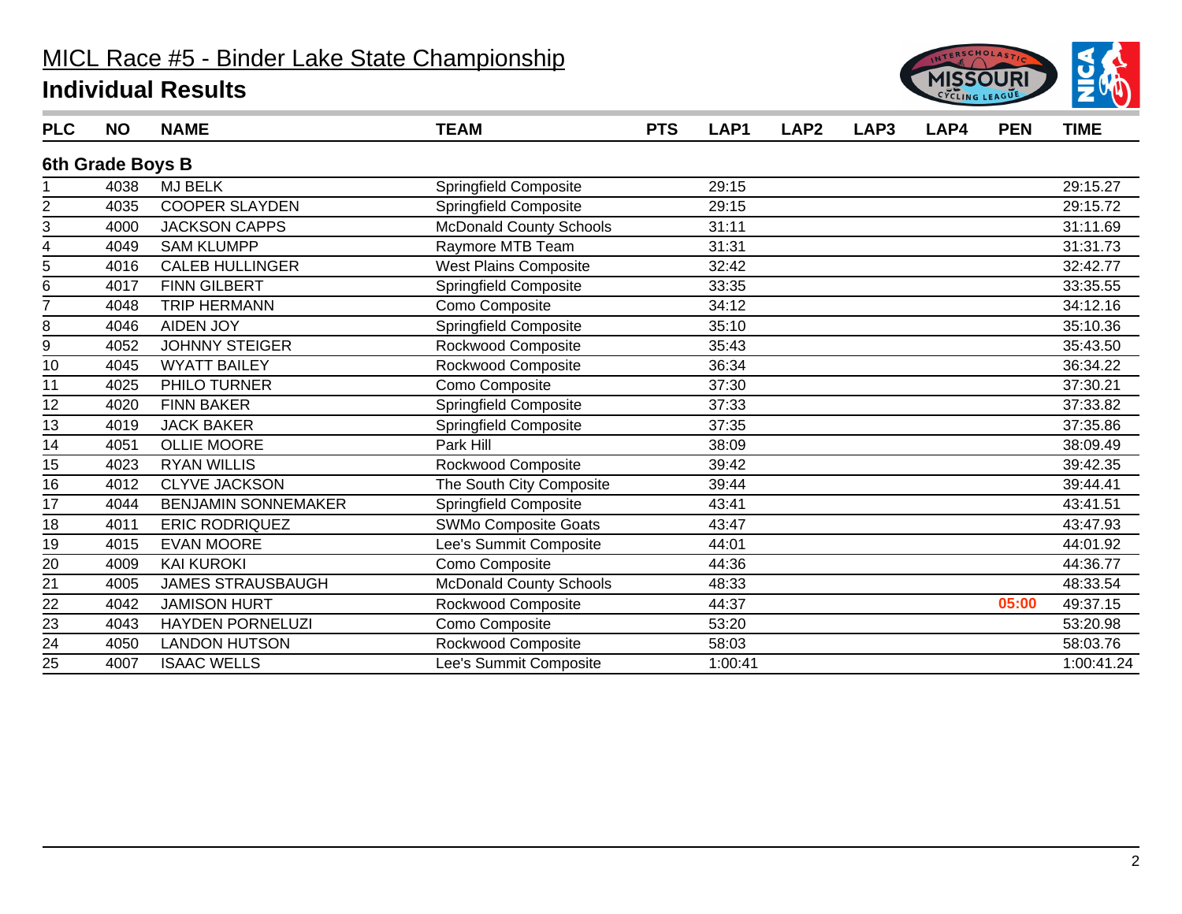# MICL Race #5 - Binder Lake State Championship

## Individual Results

### 6th Grade Boys B

| PLC | NO | NAME | TEAM | PTS | LAP1 | LAP2 | LAP3 | LAP4 | PEN | TIME |
|---|---|---|---|---|---|---|---|---|---|---|
| 1 | 4038 | MJ BELK | Springfield Composite | | 29:15 | | | | | 29:15.27 |
| 2 | 4035 | COOPER SLAYDEN | Springfield Composite | | 29:15 | | | | | 29:15.72 |
| 3 | 4000 | JACKSON CAPPS | McDonald County Schools | | 31:11 | | | | | 31:11.69 |
| 4 | 4049 | SAM KLUMPP | Raymore MTB Team | | 31:31 | | | | | 31:31.73 |
| 5 | 4016 | CALEB HULLINGER | West Plains Composite | | 32:42 | | | | | 32:42.77 |
| 6 | 4017 | FINN GILBERT | Springfield Composite | | 33:35 | | | | | 33:35.55 |
| 7 | 4048 | TRIP HERMANN | Como Composite | | 34:12 | | | | | 34:12.16 |
| 8 | 4046 | AIDEN JOY | Springfield Composite | | 35:10 | | | | | 35:10.36 |
| 9 | 4052 | JOHNNY STEIGER | Rockwood Composite | | 35:43 | | | | | 35:43.50 |
| 10 | 4045 | WYATT BAILEY | Rockwood Composite | | 36:34 | | | | | 36:34.22 |
| 11 | 4025 | PHILO TURNER | Como Composite | | 37:30 | | | | | 37:30.21 |
| 12 | 4020 | FINN BAKER | Springfield Composite | | 37:33 | | | | | 37:33.82 |
| 13 | 4019 | JACK BAKER | Springfield Composite | | 37:35 | | | | | 37:35.86 |
| 14 | 4051 | OLLIE MOORE | Park Hill | | 38:09 | | | | | 38:09.49 |
| 15 | 4023 | RYAN WILLIS | Rockwood Composite | | 39:42 | | | | | 39:42.35 |
| 16 | 4012 | CLYVE JACKSON | The South City Composite | | 39:44 | | | | | 39:44.41 |
| 17 | 4044 | BENJAMIN SONNEMAKER | Springfield Composite | | 43:41 | | | | | 43:41.51 |
| 18 | 4011 | ERIC RODRIQUEZ | SWMo Composite Goats | | 43:47 | | | | | 43:47.93 |
| 19 | 4015 | EVAN MOORE | Lee's Summit Composite | | 44:01 | | | | | 44:01.92 |
| 20 | 4009 | KAI KUROKI | Como Composite | | 44:36 | | | | | 44:36.77 |
| 21 | 4005 | JAMES STRAUSBAUGH | McDonald County Schools | | 48:33 | | | | | 48:33.54 |
| 22 | 4042 | JAMISON HURT | Rockwood Composite | | 44:37 | | | | 05:00 | 49:37.15 |
| 23 | 4043 | HAYDEN PORNELUZI | Como Composite | | 53:20 | | | | | 53:20.98 |
| 24 | 4050 | LANDON HUTSON | Rockwood Composite | | 58:03 | | | | | 58:03.76 |
| 25 | 4007 | ISAAC WELLS | Lee's Summit Composite | | 1:00:41 | | | | | 1:00:41.24 |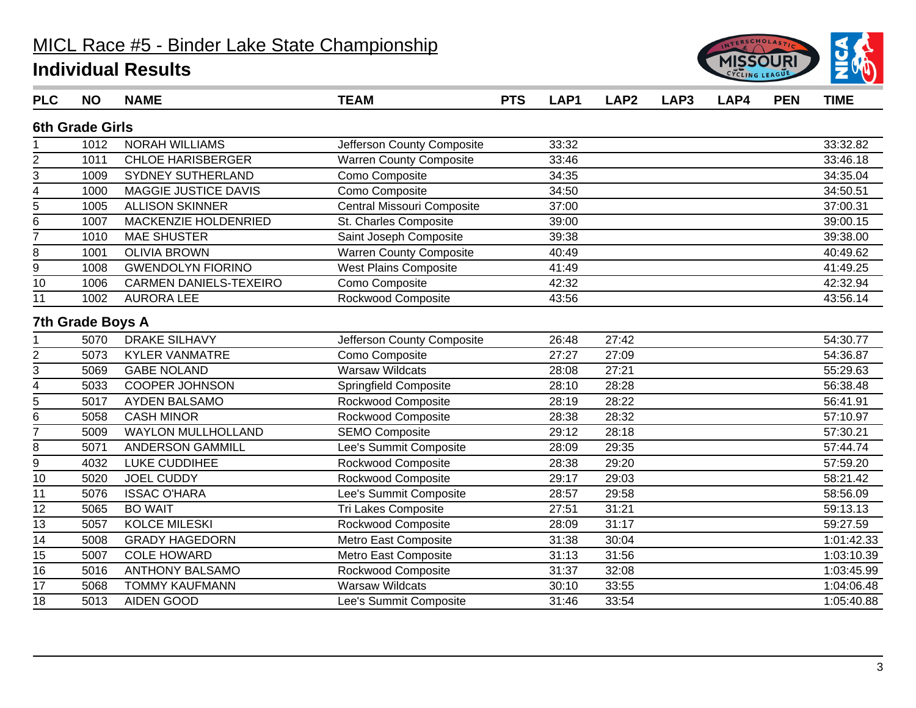# MICL Race #5 - Binder Lake State Championship

## Individual Results

### 6th Grade Girls

| PLC | NO | NAME | TEAM | PTS | LAP1 | LAP2 | LAP3 | LAP4 | PEN | TIME |
|---|---|---|---|---|---|---|---|---|---|---|
| 1 | 1012 | NORAH WILLIAMS | Jefferson County Composite | | 33:32 | | | | | 33:32.82 |
| 2 | 1011 | CHLOE HARISBERGER | Warren County Composite | | 33:46 | | | | | 33:46.18 |
| 3 | 1009 | SYDNEY SUTHERLAND | Como Composite | | 34:35 | | | | | 34:35.04 |
| 4 | 1000 | MAGGIE JUSTICE DAVIS | Como Composite | | 34:50 | | | | | 34:50.51 |
| 5 | 1005 | ALLISON SKINNER | Central Missouri Composite | | 37:00 | | | | | 37:00.31 |
| 6 | 1007 | MACKENZIE HOLDENRIED | St. Charles Composite | | 39:00 | | | | | 39:00.15 |
| 7 | 1010 | MAE SHUSTER | Saint Joseph Composite | | 39:38 | | | | | 39:38.00 |
| 8 | 1001 | OLIVIA BROWN | Warren County Composite | | 40:49 | | | | | 40:49.62 |
| 9 | 1008 | GWENDOLYN FIORINO | West Plains Composite | | 41:49 | | | | | 41:49.25 |
| 10 | 1006 | CARMEN DANIELS-TEXEIRO | Como Composite | | 42:32 | | | | | 42:32.94 |
| 11 | 1002 | AURORA LEE | Rockwood Composite | | 43:56 | | | | | 43:56.14 |

### 7th Grade Boys A

| PLC | NO | NAME | TEAM | PTS | LAP1 | LAP2 | LAP3 | LAP4 | PEN | TIME |
|---|---|---|---|---|---|---|---|---|---|---|
| 1 | 5070 | DRAKE SILHAVY | Jefferson County Composite | | 26:48 | 27:42 | | | | 54:30.77 |
| 2 | 5073 | KYLER VANMATRE | Como Composite | | 27:27 | 27:09 | | | | 54:36.87 |
| 3 | 5069 | GABE NOLAND | Warsaw Wildcats | | 28:08 | 27:21 | | | | 55:29.63 |
| 4 | 5033 | COOPER JOHNSON | Springfield Composite | | 28:10 | 28:28 | | | | 56:38.48 |
| 5 | 5017 | AYDEN BALSAMO | Rockwood Composite | | 28:19 | 28:22 | | | | 56:41.91 |
| 6 | 5058 | CASH MINOR | Rockwood Composite | | 28:38 | 28:32 | | | | 57:10.97 |
| 7 | 5009 | WAYLON MULLHOLLAND | SEMO Composite | | 29:12 | 28:18 | | | | 57:30.21 |
| 8 | 5071 | ANDERSON GAMMILL | Lee's Summit Composite | | 28:09 | 29:35 | | | | 57:44.74 |
| 9 | 4032 | LUKE CUDDIHEE | Rockwood Composite | | 28:38 | 29:20 | | | | 57:59.20 |
| 10 | 5020 | JOEL CUDDY | Rockwood Composite | | 29:17 | 29:03 | | | | 58:21.42 |
| 11 | 5076 | ISSAC O'HARA | Lee's Summit Composite | | 28:57 | 29:58 | | | | 58:56.09 |
| 12 | 5065 | BO WAIT | Tri Lakes Composite | | 27:51 | 31:21 | | | | 59:13.13 |
| 13 | 5057 | KOLCE MILESKI | Rockwood Composite | | 28:09 | 31:17 | | | | 59:27.59 |
| 14 | 5008 | GRADY HAGEDORN | Metro East Composite | | 31:38 | 30:04 | | | | 1:01:42.33 |
| 15 | 5007 | COLE HOWARD | Metro East Composite | | 31:13 | 31:56 | | | | 1:03:10.39 |
| 16 | 5016 | ANTHONY BALSAMO | Rockwood Composite | | 31:37 | 32:08 | | | | 1:03:45.99 |
| 17 | 5068 | TOMMY KAUFMANN | Warsaw Wildcats | | 30:10 | 33:55 | | | | 1:04:06.48 |
| 18 | 5013 | AIDEN GOOD | Lee's Summit Composite | | 31:46 | 33:54 | | | | 1:05:40.88 |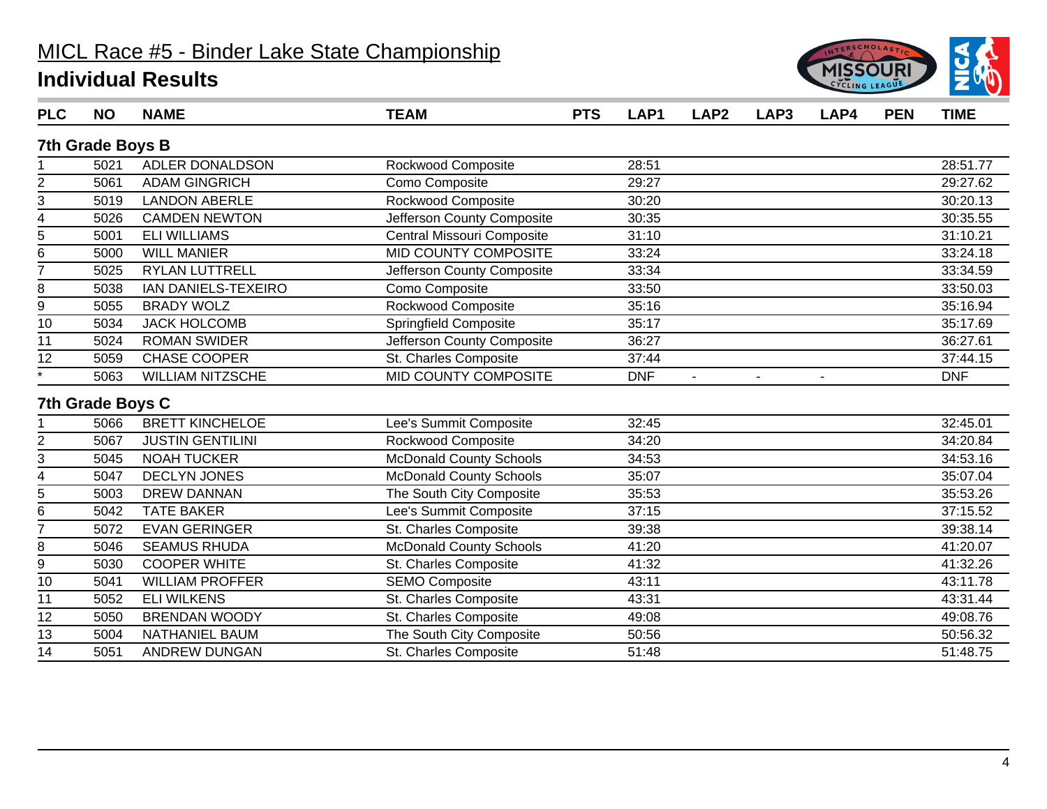# MICL Race #5 - Binder Lake State Championship

## Individual Results

| PLC | NO | NAME | TEAM | PTS | LAP1 | LAP2 | LAP3 | LAP4 | PEN | TIME |
|---|---|---|---|---|---|---|---|---|---|---|
| **7th Grade Boys B** | | | | | | | | | | |
| 1 | 5021 | ADLER DONALDSON | Rockwood Composite | | 28:51 | | | | | 28:51.77 |
| 2 | 5061 | ADAM GINGRICH | Como Composite | | 29:27 | | | | | 29:27.62 |
| 3 | 5019 | LANDON ABERLE | Rockwood Composite | | 30:20 | | | | | 30:20.13 |
| 4 | 5026 | CAMDEN NEWTON | Jefferson County Composite | | 30:35 | | | | | 30:35.55 |
| 5 | 5001 | ELI WILLIAMS | Central Missouri Composite | | 31:10 | | | | | 31:10.21 |
| 6 | 5000 | WILL MANIER | MID COUNTY COMPOSITE | | 33:24 | | | | | 33:24.18 |
| 7 | 5025 | RYLAN LUTTRELL | Jefferson County Composite | | 33:34 | | | | | 33:34.59 |
| 8 | 5038 | IAN DANIELS-TEXEIRO | Como Composite | | 33:50 | | | | | 33:50.03 |
| 9 | 5055 | BRADY WOLZ | Rockwood Composite | | 35:16 | | | | | 35:16.94 |
| 10 | 5034 | JACK HOLCOMB | Springfield Composite | | 35:17 | | | | | 35:17.69 |
| 11 | 5024 | ROMAN SWIDER | Jefferson County Composite | | 36:27 | | | | | 36:27.61 |
| 12 | 5059 | CHASE COOPER | St. Charles Composite | | 37:44 | | | | | 37:44.15 |
| * | 5063 | WILLIAM NITZSCHE | MID COUNTY COMPOSITE | | DNF | - | - | - | | DNF |
| **7th Grade Boys C** | | | | | | | | | | |
| 1 | 5066 | BRETT KINCHELOE | Lee's Summit Composite | | 32:45 | | | | | 32:45.01 |
| 2 | 5067 | JUSTIN GENTILINI | Rockwood Composite | | 34:20 | | | | | 34:20.84 |
| 3 | 5045 | NOAH TUCKER | McDonald County Schools | | 34:53 | | | | | 34:53.16 |
| 4 | 5047 | DECLYN JONES | McDonald County Schools | | 35:07 | | | | | 35:07.04 |
| 5 | 5003 | DREW DANNAN | The South City Composite | | 35:53 | | | | | 35:53.26 |
| 6 | 5042 | TATE BAKER | Lee's Summit Composite | | 37:15 | | | | | 37:15.52 |
| 7 | 5072 | EVAN GERINGER | St. Charles Composite | | 39:38 | | | | | 39:38.14 |
| 8 | 5046 | SEAMUS RHUDA | McDonald County Schools | | 41:20 | | | | | 41:20.07 |
| 9 | 5030 | COOPER WHITE | St. Charles Composite | | 41:32 | | | | | 41:32.26 |
| 10 | 5041 | WILLIAM PROFFER | SEMO Composite | | 43:11 | | | | | 43:11.78 |
| 11 | 5052 | ELI WILKENS | St. Charles Composite | | 43:31 | | | | | 43:31.44 |
| 12 | 5050 | BRENDAN WOODY | St. Charles Composite | | 49:08 | | | | | 49:08.76 |
| 13 | 5004 | NATHANIEL BAUM | The South City Composite | | 50:56 | | | | | 50:56.32 |
| 14 | 5051 | ANDREW DUNGAN | St. Charles Composite | | 51:48 | | | | | 51:48.75 |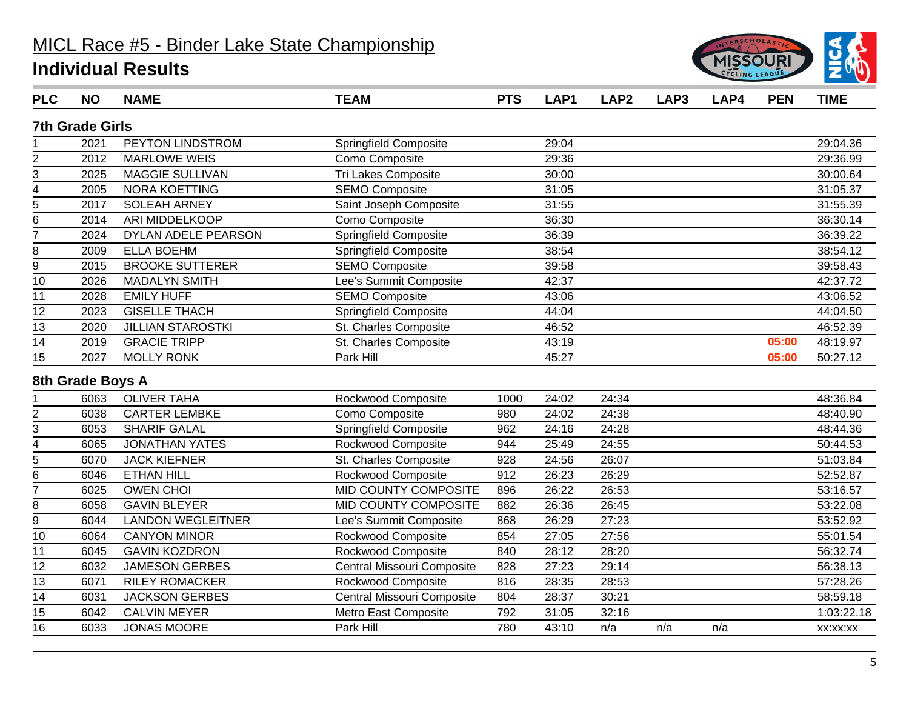# MICL Race #5 - Binder Lake State Championship

## Individual Results

| PLC | NO | NAME | TEAM | PTS | LAP1 | LAP2 | LAP3 | LAP4 | PEN | TIME |
|---|---|---|---|---|---|---|---|---|---|---|
| **7th Grade Girls** | | | | | | | | | | |
| 1 | 2021 | PEYTON LINDSTROM | Springfield Composite | | 29:04 | | | | | 29:04.36 |
| 2 | 2012 | MARLOWE WEIS | Como Composite | | 29:36 | | | | | 29:36.99 |
| 3 | 2025 | MAGGIE SULLIVAN | Tri Lakes Composite | | 30:00 | | | | | 30:00.64 |
| 4 | 2005 | NORA KOETTING | SEMO Composite | | 31:05 | | | | | 31:05.37 |
| 5 | 2017 | SOLEAH ARNEY | Saint Joseph Composite | | 31:55 | | | | | 31:55.39 |
| 6 | 2014 | ARI MIDDELKOOP | Como Composite | | 36:30 | | | | | 36:30.14 |
| 7 | 2024 | DYLAN ADELE PEARSON | Springfield Composite | | 36:39 | | | | | 36:39.22 |
| 8 | 2009 | ELLA BOEHM | Springfield Composite | | 38:54 | | | | | 38:54.12 |
| 9 | 2015 | BROOKE SUTTERER | SEMO Composite | | 39:58 | | | | | 39:58.43 |
| 10 | 2026 | MADALYN SMITH | Lee's Summit Composite | | 42:37 | | | | | 42:37.72 |
| 11 | 2028 | EMILY HUFF | SEMO Composite | | 43:06 | | | | | 43:06.52 |
| 12 | 2023 | GISELLE THACH | Springfield Composite | | 44:04 | | | | | 44:04.50 |
| 13 | 2020 | JILLIAN STAROSTKI | St. Charles Composite | | 46:52 | | | | | 46:52.39 |
| 14 | 2019 | GRACIE TRIPP | St. Charles Composite | | 43:19 | | | | 05:00 | 48:19.97 |
| 15 | 2027 | MOLLY RONK | Park Hill | | 45:27 | | | | 05:00 | 50:27.12 |
| **8th Grade Boys A** | | | | | | | | | | |
| 1 | 6063 | OLIVER TAHA | Rockwood Composite | 1000 | 24:02 | 24:34 | | | | 48:36.84 |
| 2 | 6038 | CARTER LEMBKE | Como Composite | 980 | 24:02 | 24:38 | | | | 48:40.90 |
| 3 | 6053 | SHARIF GALAL | Springfield Composite | 962 | 24:16 | 24:28 | | | | 48:44.36 |
| 4 | 6065 | JONATHAN YATES | Rockwood Composite | 944 | 25:49 | 24:55 | | | | 50:44.53 |
| 5 | 6070 | JACK KIEFNER | St. Charles Composite | 928 | 24:56 | 26:07 | | | | 51:03.84 |
| 6 | 6046 | ETHAN HILL | Rockwood Composite | 912 | 26:23 | 26:29 | | | | 52:52.87 |
| 7 | 6025 | OWEN CHOI | MID COUNTY COMPOSITE | 896 | 26:22 | 26:53 | | | | 53:16.57 |
| 8 | 6058 | GAVIN BLEYER | MID COUNTY COMPOSITE | 882 | 26:36 | 26:45 | | | | 53:22.08 |
| 9 | 6044 | LANDON WEGLEITNER | Lee's Summit Composite | 868 | 26:29 | 27:23 | | | | 53:52.92 |
| 10 | 6064 | CANYON MINOR | Rockwood Composite | 854 | 27:05 | 27:56 | | | | 55:01.54 |
| 11 | 6045 | GAVIN KOZDRON | Rockwood Composite | 840 | 28:12 | 28:20 | | | | 56:32.74 |
| 12 | 6032 | JAMESON GERBES | Central Missouri Composite | 828 | 27:23 | 29:14 | | | | 56:38.13 |
| 13 | 6071 | RILEY ROMACKER | Rockwood Composite | 816 | 28:35 | 28:53 | | | | 57:28.26 |
| 14 | 6031 | JACKSON GERBES | Central Missouri Composite | 804 | 28:37 | 30:21 | | | | 58:59.18 |
| 15 | 6042 | CALVIN MEYER | Metro East Composite | 792 | 31:05 | 32:16 | | | | 1:03:22.18 |
| 16 | 6033 | JONAS MOORE | Park Hill | 780 | 43:10 | n/a | n/a | n/a | | xx:xx:xx |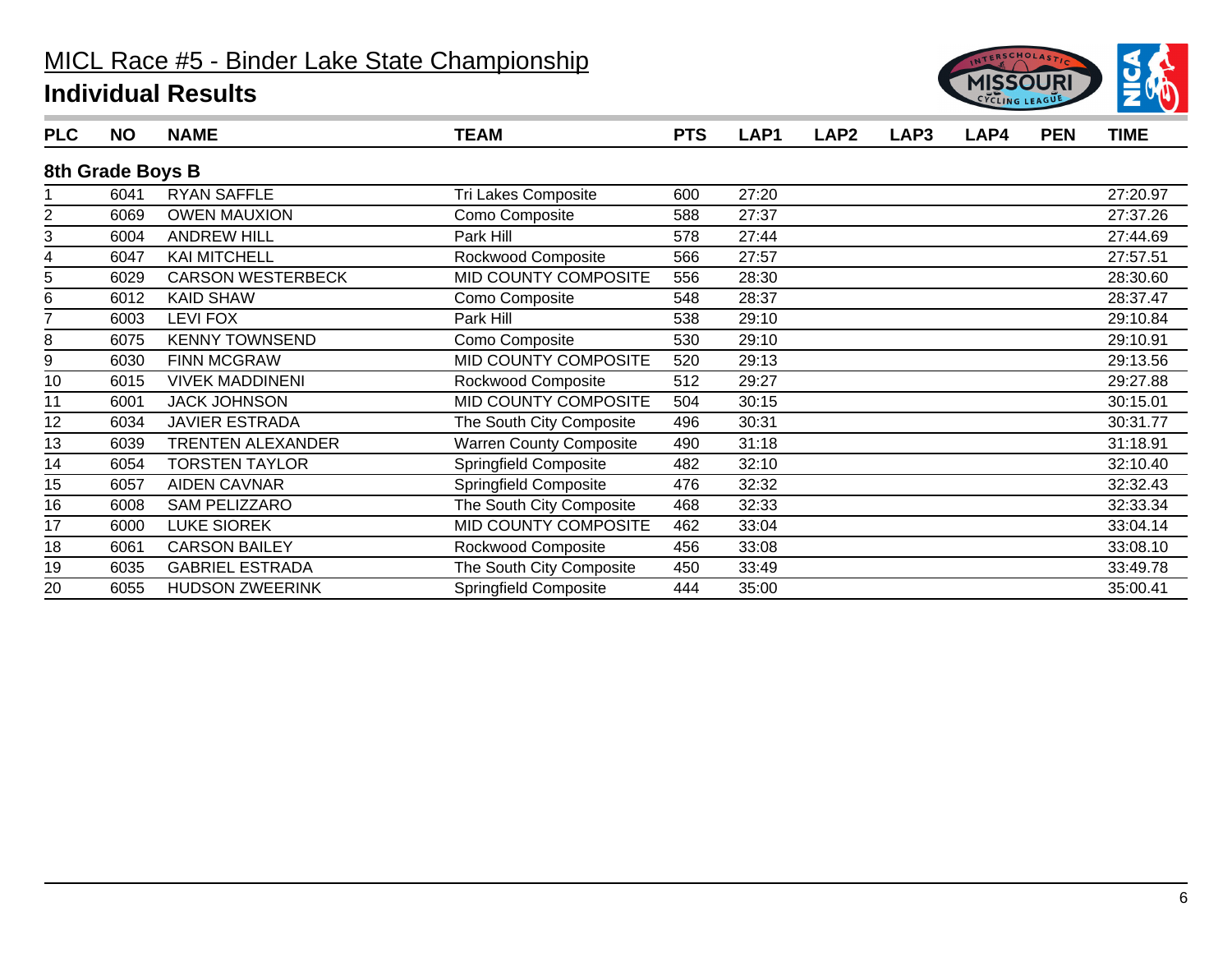# MICL Race #5 - Binder Lake State Championship

## Individual Results

| PLC | NO | NAME | TEAM | PTS | LAP1 | LAP2 | LAP3 | LAP4 | PEN | TIME |
|---|---|---|---|---|---|---|---|---|---|---|
| **8th Grade Boys B** | | | | | | | | | | |
| 1 | 6041 | RYAN SAFFLE | Tri Lakes Composite | 600 | 27:20 | | | | | 27:20.97 |
| 2 | 6069 | OWEN MAUXION | Como Composite | 588 | 27:37 | | | | | 27:37.26 |
| 3 | 6004 | ANDREW HILL | Park Hill | 578 | 27:44 | | | | | 27:44.69 |
| 4 | 6047 | KAI MITCHELL | Rockwood Composite | 566 | 27:57 | | | | | 27:57.51 |
| 5 | 6029 | CARSON WESTERBECK | MID COUNTY COMPOSITE | 556 | 28:30 | | | | | 28:30.60 |
| 6 | 6012 | KAID SHAW | Como Composite | 548 | 28:37 | | | | | 28:37.47 |
| 7 | 6003 | LEVI FOX | Park Hill | 538 | 29:10 | | | | | 29:10.84 |
| 8 | 6075 | KENNY TOWNSEND | Como Composite | 530 | 29:10 | | | | | 29:10.91 |
| 9 | 6030 | FINN MCGRAW | MID COUNTY COMPOSITE | 520 | 29:13 | | | | | 29:13.56 |
| 10 | 6015 | VIVEK MADDINENI | Rockwood Composite | 512 | 29:27 | | | | | 29:27.88 |
| 11 | 6001 | JACK JOHNSON | MID COUNTY COMPOSITE | 504 | 30:15 | | | | | 30:15.01 |
| 12 | 6034 | JAVIER ESTRADA | The South City Composite | 496 | 30:31 | | | | | 30:31.77 |
| 13 | 6039 | TRENTEN ALEXANDER | Warren County Composite | 490 | 31:18 | | | | | 31:18.91 |
| 14 | 6054 | TORSTEN TAYLOR | Springfield Composite | 482 | 32:10 | | | | | 32:10.40 |
| 15 | 6057 | AIDEN CAVNAR | Springfield Composite | 476 | 32:32 | | | | | 32:32.43 |
| 16 | 6008 | SAM PELIZZARO | The South City Composite | 468 | 32:33 | | | | | 32:33.34 |
| 17 | 6000 | LUKE SIOREK | MID COUNTY COMPOSITE | 462 | 33:04 | | | | | 33:04.14 |
| 18 | 6061 | CARSON BAILEY | Rockwood Composite | 456 | 33:08 | | | | | 33:08.10 |
| 19 | 6035 | GABRIEL ESTRADA | The South City Composite | 450 | 33:49 | | | | | 33:49.78 |
| 20 | 6055 | HUDSON ZWEERINK | Springfield Composite | 444 | 35:00 | | | | | 35:00.41 |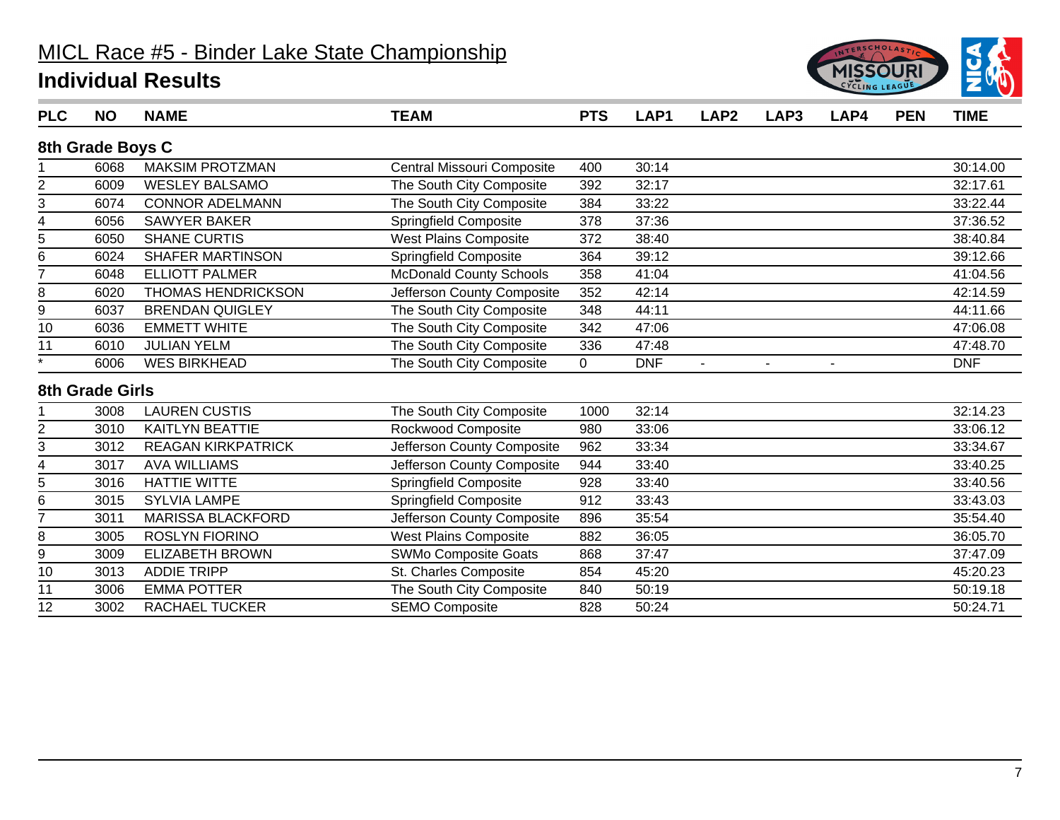# MICL Race #5 - Binder Lake State Championship

## Individual Results

| PLC | NO | NAME | TEAM | PTS | LAP1 | LAP2 | LAP3 | LAP4 | PEN | TIME |
|---|---|---|---|---|---|---|---|---|---|---|
| **8th Grade Boys C** | | | | | | | | | | |
| 1 | 6068 | MAKSIM PROTZMAN | Central Missouri Composite | 400 | 30:14 | | | | | 30:14.00 |
| 2 | 6009 | WESLEY BALSAMO | The South City Composite | 392 | 32:17 | | | | | 32:17.61 |
| 3 | 6074 | CONNOR ADELMANN | The South City Composite | 384 | 33:22 | | | | | 33:22.44 |
| 4 | 6056 | SAWYER BAKER | Springfield Composite | 378 | 37:36 | | | | | 37:36.52 |
| 5 | 6050 | SHANE CURTIS | West Plains Composite | 372 | 38:40 | | | | | 38:40.84 |
| 6 | 6024 | SHAFER MARTINSON | Springfield Composite | 364 | 39:12 | | | | | 39:12.66 |
| 7 | 6048 | ELLIOTT PALMER | McDonald County Schools | 358 | 41:04 | | | | | 41:04.56 |
| 8 | 6020 | THOMAS HENDRICKSON | Jefferson County Composite | 352 | 42:14 | | | | | 42:14.59 |
| 9 | 6037 | BRENDAN QUIGLEY | The South City Composite | 348 | 44:11 | | | | | 44:11.66 |
| 10 | 6036 | EMMETT WHITE | The South City Composite | 342 | 47:06 | | | | | 47:06.08 |
| 11 | 6010 | JULIAN YELM | The South City Composite | 336 | 47:48 | | | | | 47:48.70 |
| * | 6006 | WES BIRKHEAD | The South City Composite | 0 | DNF | - | - | - | | DNF |
| **8th Grade Girls** | | | | | | | | | | |
| 1 | 3008 | LAUREN CUSTIS | The South City Composite | 1000 | 32:14 | | | | | 32:14.23 |
| 2 | 3010 | KAITLYN BEATTIE | Rockwood Composite | 980 | 33:06 | | | | | 33:06.12 |
| 3 | 3012 | REAGAN KIRKPATRICK | Jefferson County Composite | 962 | 33:34 | | | | | 33:34.67 |
| 4 | 3017 | AVA WILLIAMS | Jefferson County Composite | 944 | 33:40 | | | | | 33:40.25 |
| 5 | 3016 | HATTIE WITTE | Springfield Composite | 928 | 33:40 | | | | | 33:40.56 |
| 6 | 3015 | SYLVIA LAMPE | Springfield Composite | 912 | 33:43 | | | | | 33:43.03 |
| 7 | 3011 | MARISSA BLACKFORD | Jefferson County Composite | 896 | 35:54 | | | | | 35:54.40 |
| 8 | 3005 | ROSLYN FIORINO | West Plains Composite | 882 | 36:05 | | | | | 36:05.70 |
| 9 | 3009 | ELIZABETH BROWN | SWMo Composite Goats | 868 | 37:47 | | | | | 37:47.09 |
| 10 | 3013 | ADDIE TRIPP | St. Charles Composite | 854 | 45:20 | | | | | 45:20.23 |
| 11 | 3006 | EMMA POTTER | The South City Composite | 840 | 50:19 | | | | | 50:19.18 |
| 12 | 3002 | RACHAEL TUCKER | SEMO Composite | 828 | 50:24 | | | | | 50:24.71 |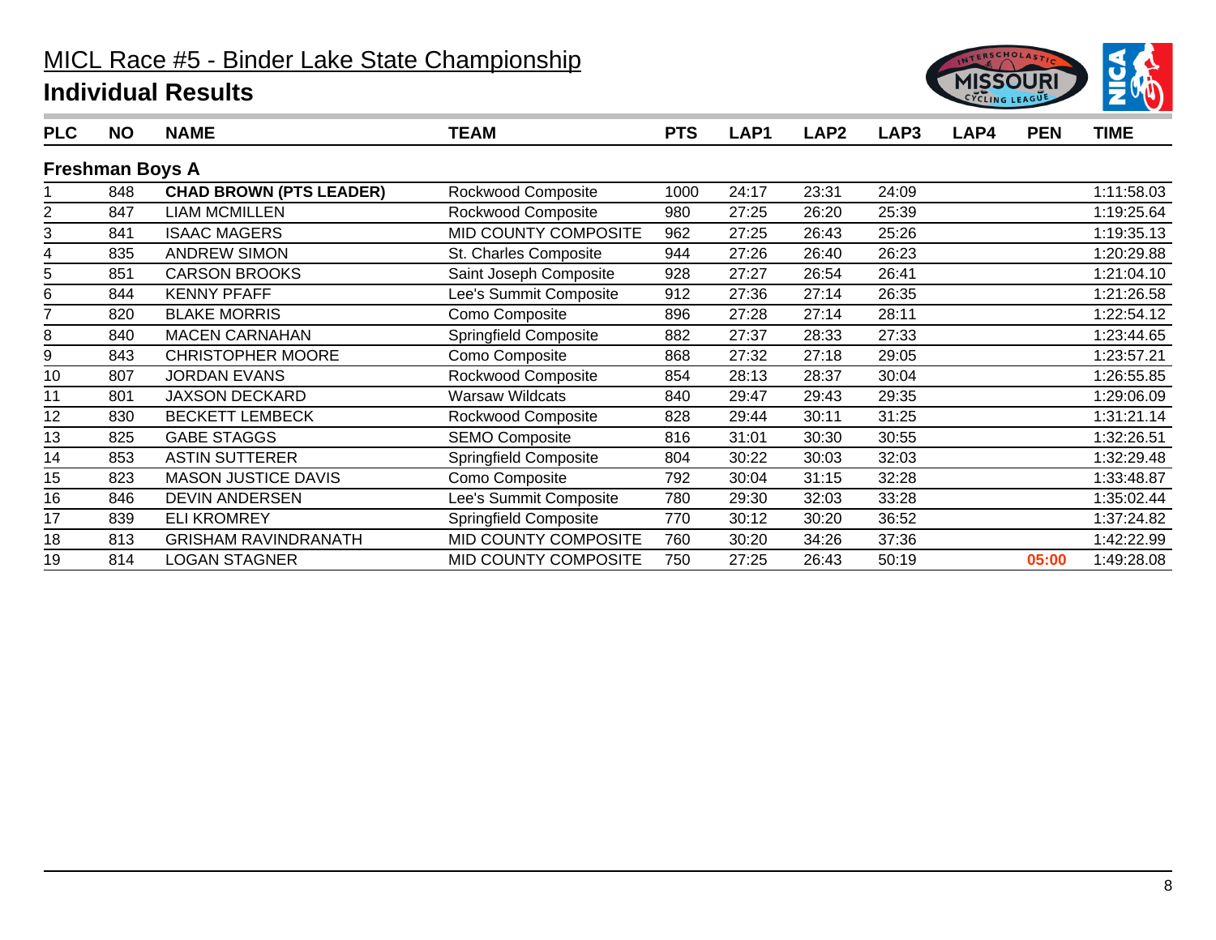# MICL Race #5 - Binder Lake State Championship

## Individual Results

| PLC | NO | NAME | TEAM | PTS | LAP1 | LAP2 | LAP3 | LAP4 | PEN | TIME |
|---|---|---|---|---|---|---|---|---|---|---|
| **Freshman Boys A** | | | | | | | | | | |
| 1 | 848 | **CHAD BROWN (PTS LEADER)** | Rockwood Composite | 1000 | 24:17 | 23:31 | 24:09 | | | 1:11:58.03 |
| 2 | 847 | LIAM MCMILLEN | Rockwood Composite | 980 | 27:25 | 26:20 | 25:39 | | | 1:19:25.64 |
| 3 | 841 | ISAAC MAGERS | MID COUNTY COMPOSITE | 962 | 27:25 | 26:43 | 25:26 | | | 1:19:35.13 |
| 4 | 835 | ANDREW SIMON | St. Charles Composite | 944 | 27:26 | 26:40 | 26:23 | | | 1:20:29.88 |
| 5 | 851 | CARSON BROOKS | Saint Joseph Composite | 928 | 27:27 | 26:54 | 26:41 | | | 1:21:04.10 |
| 6 | 844 | KENNY PFAFF | Lee's Summit Composite | 912 | 27:36 | 27:14 | 26:35 | | | 1:21:26.58 |
| 7 | 820 | BLAKE MORRIS | Como Composite | 896 | 27:28 | 27:14 | 28:11 | | | 1:22:54.12 |
| 8 | 840 | MACEN CARNAHAN | Springfield Composite | 882 | 27:37 | 28:33 | 27:33 | | | 1:23:44.65 |
| 9 | 843 | CHRISTOPHER MOORE | Como Composite | 868 | 27:32 | 27:18 | 29:05 | | | 1:23:57.21 |
| 10 | 807 | JORDAN EVANS | Rockwood Composite | 854 | 28:13 | 28:37 | 30:04 | | | 1:26:55.85 |
| 11 | 801 | JAXSON DECKARD | Warsaw Wildcats | 840 | 29:47 | 29:43 | 29:35 | | | 1:29:06.09 |
| 12 | 830 | BECKETT LEMBECK | Rockwood Composite | 828 | 29:44 | 30:11 | 31:25 | | | 1:31:21.14 |
| 13 | 825 | GABE STAGGS | SEMO Composite | 816 | 31:01 | 30:30 | 30:55 | | | 1:32:26.51 |
| 14 | 853 | ASTIN SUTTERER | Springfield Composite | 804 | 30:22 | 30:03 | 32:03 | | | 1:32:29.48 |
| 15 | 823 | MASON JUSTICE DAVIS | Como Composite | 792 | 30:04 | 31:15 | 32:28 | | | 1:33:48.87 |
| 16 | 846 | DEVIN ANDERSEN | Lee's Summit Composite | 780 | 29:30 | 32:03 | 33:28 | | | 1:35:02.44 |
| 17 | 839 | ELI KROMREY | Springfield Composite | 770 | 30:12 | 30:20 | 36:52 | | | 1:37:24.82 |
| 18 | 813 | GRISHAM RAVINDRANATH | MID COUNTY COMPOSITE | 760 | 30:20 | 34:26 | 37:36 | | | 1:42:22.99 |
| 19 | 814 | LOGAN STAGNER | MID COUNTY COMPOSITE | 750 | 27:25 | 26:43 | 50:19 | | 05:00 | 1:49:28.08 |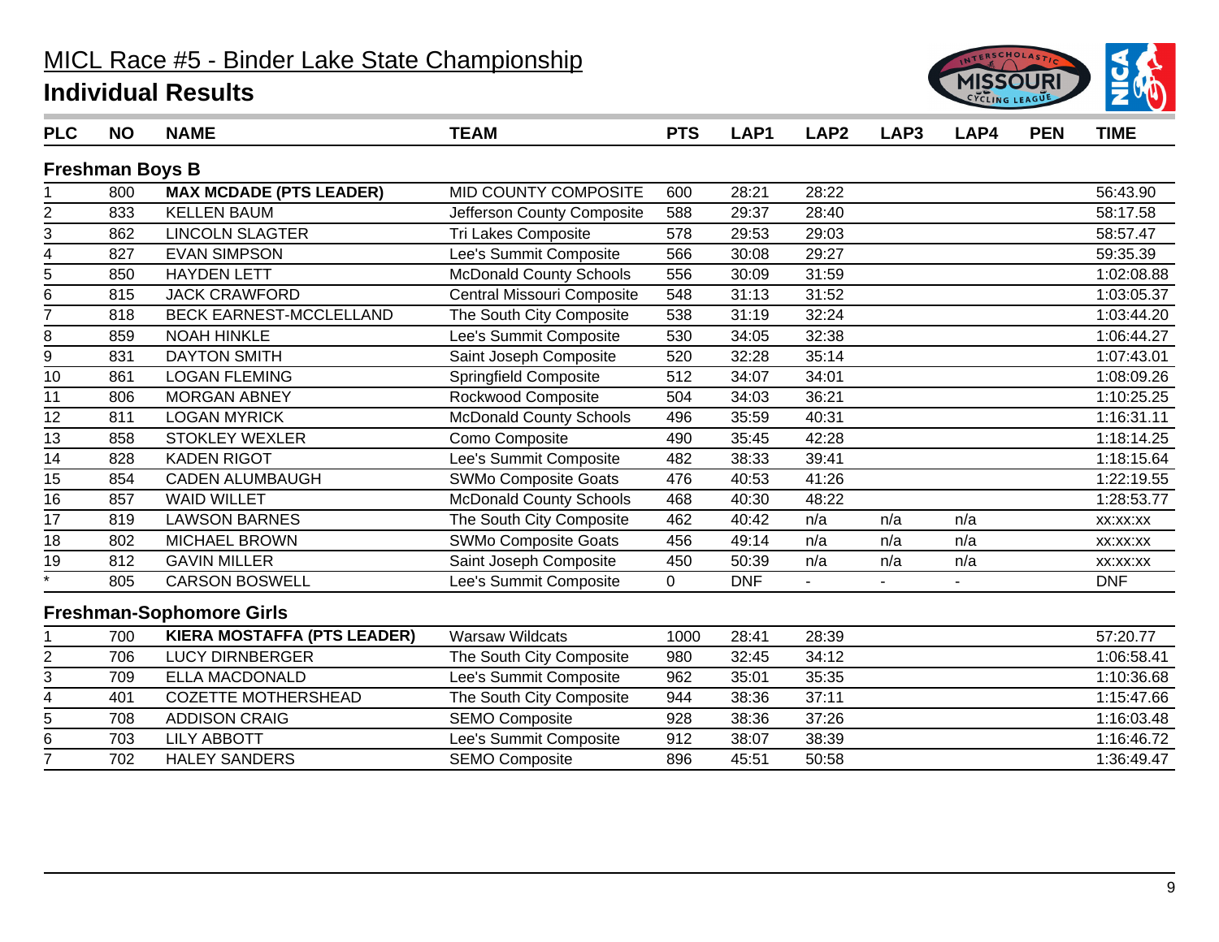# MICL Race #5 - Binder Lake State Championship

## Individual Results

| PLC | NO | NAME | TEAM | PTS | LAP1 | LAP2 | LAP3 | LAP4 | PEN | TIME |
|---|---|---|---|---|---|---|---|---|---|---|
| **Freshman Boys B** | | | | | | | | | | |
| 1 | 800 | **MAX MCDADE (PTS LEADER)** | MID COUNTY COMPOSITE | 600 | 28:21 | 28:22 | | | | 56:43.90 |
| 2 | 833 | KELLEN BAUM | Jefferson County Composite | 588 | 29:37 | 28:40 | | | | 58:17.58 |
| 3 | 862 | LINCOLN SLAGTER | Tri Lakes Composite | 578 | 29:53 | 29:03 | | | | 58:57.47 |
| 4 | 827 | EVAN SIMPSON | Lee's Summit Composite | 566 | 30:08 | 29:27 | | | | 59:35.39 |
| 5 | 850 | HAYDEN LETT | McDonald County Schools | 556 | 30:09 | 31:59 | | | | 1:02:08.88 |
| 6 | 815 | JACK CRAWFORD | Central Missouri Composite | 548 | 31:13 | 31:52 | | | | 1:03:05.37 |
| 7 | 818 | BECK EARNEST-MCCLELLAND | The South City Composite | 538 | 31:19 | 32:24 | | | | 1:03:44.20 |
| 8 | 859 | NOAH HINKLE | Lee's Summit Composite | 530 | 34:05 | 32:38 | | | | 1:06:44.27 |
| 9 | 831 | DAYTON SMITH | Saint Joseph Composite | 520 | 32:28 | 35:14 | | | | 1:07:43.01 |
| 10 | 861 | LOGAN FLEMING | Springfield Composite | 512 | 34:07 | 34:01 | | | | 1:08:09.26 |
| 11 | 806 | MORGAN ABNEY | Rockwood Composite | 504 | 34:03 | 36:21 | | | | 1:10:25.25 |
| 12 | 811 | LOGAN MYRICK | McDonald County Schools | 496 | 35:59 | 40:31 | | | | 1:16:31.11 |
| 13 | 858 | STOKLEY WEXLER | Como Composite | 490 | 35:45 | 42:28 | | | | 1:18:14.25 |
| 14 | 828 | KADEN RIGOT | Lee's Summit Composite | 482 | 38:33 | 39:41 | | | | 1:18:15.64 |
| 15 | 854 | CADEN ALUMBAUGH | SWMo Composite Goats | 476 | 40:53 | 41:26 | | | | 1:22:19.55 |
| 16 | 857 | WAID WILLET | McDonald County Schools | 468 | 40:30 | 48:22 | | | | 1:28:53.77 |
| 17 | 819 | LAWSON BARNES | The South City Composite | 462 | 40:42 | n/a | n/a | n/a | | xx:xx:xx |
| 18 | 802 | MICHAEL BROWN | SWMo Composite Goats | 456 | 49:14 | n/a | n/a | n/a | | xx:xx:xx |
| 19 | 812 | GAVIN MILLER | Saint Joseph Composite | 450 | 50:39 | n/a | n/a | n/a | | xx:xx:xx |
| * | 805 | CARSON BOSWELL | Lee's Summit Composite | 0 | DNF | - | - | - | | DNF |
| **Freshman-Sophomore Girls** | | | | | | | | | | |
| 1 | 700 | **KIERA MOSTAFFA (PTS LEADER)** | Warsaw Wildcats | 1000 | 28:41 | 28:39 | | | | 57:20.77 |
| 2 | 706 | LUCY DIRNBERGER | The South City Composite | 980 | 32:45 | 34:12 | | | | 1:06:58.41 |
| 3 | 709 | ELLA MACDONALD | Lee's Summit Composite | 962 | 35:01 | 35:35 | | | | 1:10:36.68 |
| 4 | 401 | COZETTE MOTHERSHEAD | The South City Composite | 944 | 38:36 | 37:11 | | | | 1:15:47.66 |
| 5 | 708 | ADDISON CRAIG | SEMO Composite | 928 | 38:36 | 37:26 | | | | 1:16:03.48 |
| 6 | 703 | LILY ABBOTT | Lee's Summit Composite | 912 | 38:07 | 38:39 | | | | 1:16:46.72 |
| 7 | 702 | HALEY SANDERS | SEMO Composite | 896 | 45:51 | 50:58 | | | | 1:36:49.47 |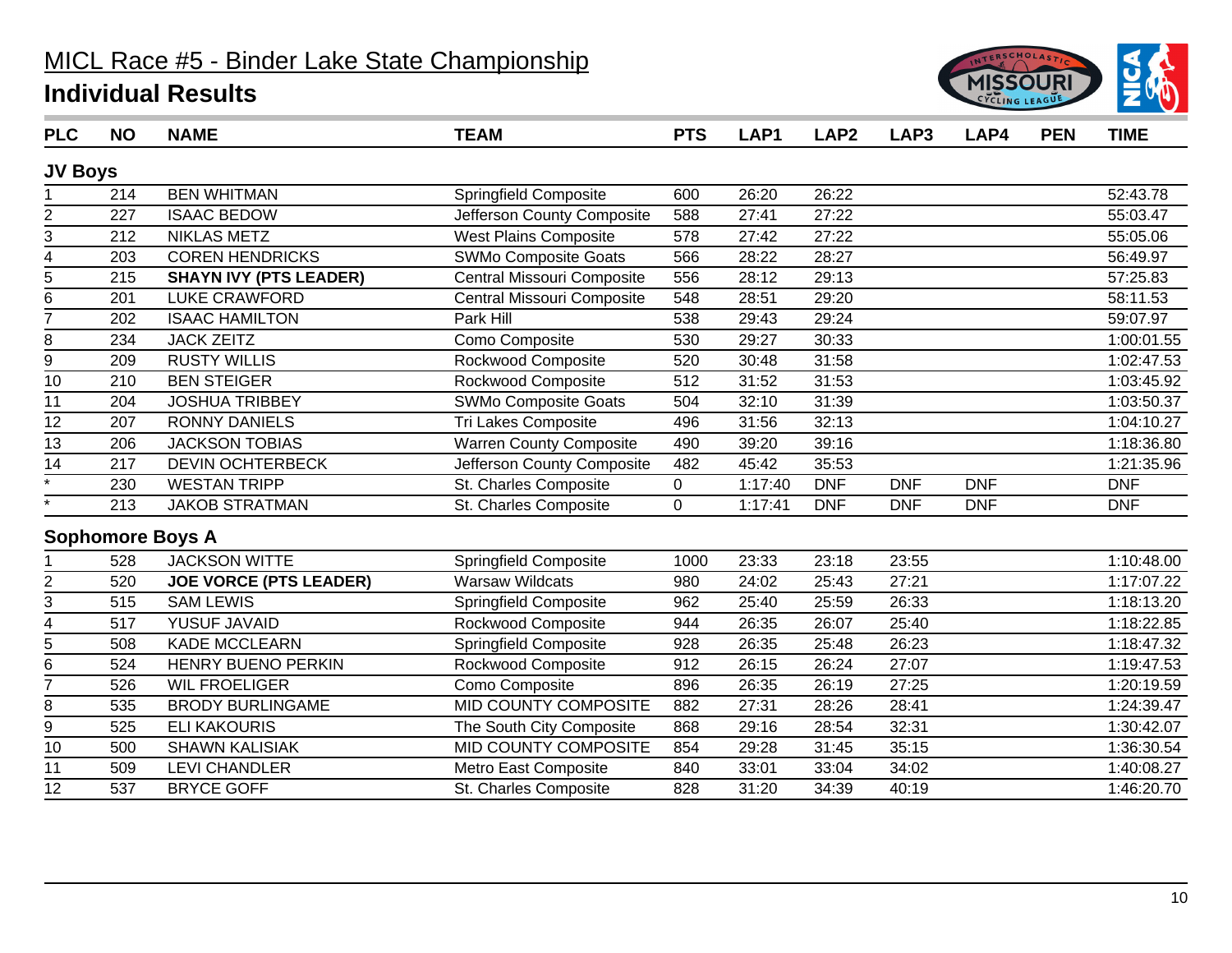# MICL Race #5 - Binder Lake State Championship

## Individual Results

| PLC | NO | NAME | TEAM | PTS | LAP1 | LAP2 | LAP3 | LAP4 | PEN | TIME |
|---|---|---|---|---|---|---|---|---|---|---|
| **JV Boys** | | | | | | | | | | |
| 1 | 214 | BEN WHITMAN | Springfield Composite | 600 | 26:20 | 26:22 | | | | 52:43.78 |
| 2 | 227 | ISAAC BEDOW | Jefferson County Composite | 588 | 27:41 | 27:22 | | | | 55:03.47 |
| 3 | 212 | NIKLAS METZ | West Plains Composite | 578 | 27:42 | 27:22 | | | | 55:05.06 |
| 4 | 203 | COREN HENDRICKS | SWMo Composite Goats | 566 | 28:22 | 28:27 | | | | 56:49.97 |
| 5 | 215 | **SHAYN IVY (PTS LEADER)** | Central Missouri Composite | 556 | 28:12 | 29:13 | | | | 57:25.83 |
| 6 | 201 | LUKE CRAWFORD | Central Missouri Composite | 548 | 28:51 | 29:20 | | | | 58:11.53 |
| 7 | 202 | ISAAC HAMILTON | Park Hill | 538 | 29:43 | 29:24 | | | | 59:07.97 |
| 8 | 234 | JACK ZEITZ | Como Composite | 530 | 29:27 | 30:33 | | | | 1:00:01.55 |
| 9 | 209 | RUSTY WILLIS | Rockwood Composite | 520 | 30:48 | 31:58 | | | | 1:02:47.53 |
| 10 | 210 | BEN STEIGER | Rockwood Composite | 512 | 31:52 | 31:53 | | | | 1:03:45.92 |
| 11 | 204 | JOSHUA TRIBBEY | SWMo Composite Goats | 504 | 32:10 | 31:39 | | | | 1:03:50.37 |
| 12 | 207 | RONNY DANIELS | Tri Lakes Composite | 496 | 31:56 | 32:13 | | | | 1:04:10.27 |
| 13 | 206 | JACKSON TOBIAS | Warren County Composite | 490 | 39:20 | 39:16 | | | | 1:18:36.80 |
| 14 | 217 | DEVIN OCHTERBECK | Jefferson County Composite | 482 | 45:42 | 35:53 | | | | 1:21:35.96 |
| * | 230 | WESTAN TRIPP | St. Charles Composite | 0 | 1:17:40 | DNF | DNF | DNF | | DNF |
| * | 213 | JAKOB STRATMAN | St. Charles Composite | 0 | 1:17:41 | DNF | DNF | DNF | | DNF |
| **Sophomore Boys A** | | | | | | | | | | |
| 1 | 528 | JACKSON WITTE | Springfield Composite | 1000 | 23:33 | 23:18 | 23:55 | | | 1:10:48.00 |
| 2 | 520 | **JOE VORCE (PTS LEADER)** | Warsaw Wildcats | 980 | 24:02 | 25:43 | 27:21 | | | 1:17:07.22 |
| 3 | 515 | SAM LEWIS | Springfield Composite | 962 | 25:40 | 25:59 | 26:33 | | | 1:18:13.20 |
| 4 | 517 | YUSUF JAVAID | Rockwood Composite | 944 | 26:35 | 26:07 | 25:40 | | | 1:18:22.85 |
| 5 | 508 | KADE MCCLEARN | Springfield Composite | 928 | 26:35 | 25:48 | 26:23 | | | 1:18:47.32 |
| 6 | 524 | HENRY BUENO PERKIN | Rockwood Composite | 912 | 26:15 | 26:24 | 27:07 | | | 1:19:47.53 |
| 7 | 526 | WIL FROELIGER | Como Composite | 896 | 26:35 | 26:19 | 27:25 | | | 1:20:19.59 |
| 8 | 535 | BRODY BURLINGAME | MID COUNTY COMPOSITE | 882 | 27:31 | 28:26 | 28:41 | | | 1:24:39.47 |
| 9 | 525 | ELI KAKOURIS | The South City Composite | 868 | 29:16 | 28:54 | 32:31 | | | 1:30:42.07 |
| 10 | 500 | SHAWN KALISIAK | MID COUNTY COMPOSITE | 854 | 29:28 | 31:45 | 35:15 | | | 1:36:30.54 |
| 11 | 509 | LEVI CHANDLER | Metro East Composite | 840 | 33:01 | 33:04 | 34:02 | | | 1:40:08.27 |
| 12 | 537 | BRYCE GOFF | St. Charles Composite | 828 | 31:20 | 34:39 | 40:19 | | | 1:46:20.70 |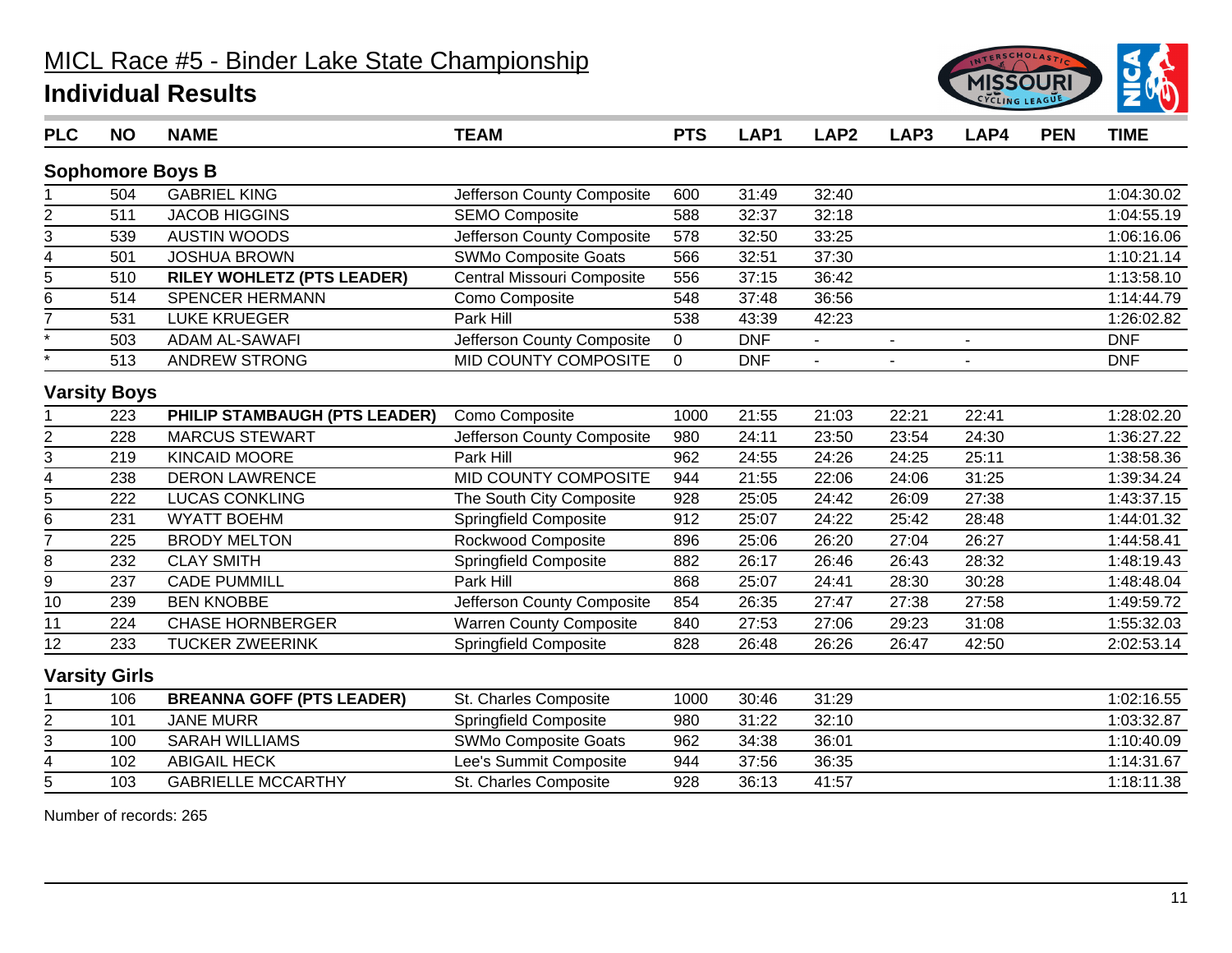# MICL Race #5 - Binder Lake State Championship

## Individual Results

| PLC | NO | NAME | TEAM | PTS | LAP1 | LAP2 | LAP3 | LAP4 | PEN | TIME |
|---|---|---|---|---|---|---|---|---|---|---|
| **Sophomore Boys B** | | | | | | | | | | |
| 1 | 504 | GABRIEL KING | Jefferson County Composite | 600 | 31:49 | 32:40 | | | | 1:04:30.02 |
| 2 | 511 | JACOB HIGGINS | SEMO Composite | 588 | 32:37 | 32:18 | | | | 1:04:55.19 |
| 3 | 539 | AUSTIN WOODS | Jefferson County Composite | 578 | 32:50 | 33:25 | | | | 1:06:16.06 |
| 4 | 501 | JOSHUA BROWN | SWMo Composite Goats | 566 | 32:51 | 37:30 | | | | 1:10:21.14 |
| 5 | 510 | **RILEY WOHLETZ (PTS LEADER)** | Central Missouri Composite | 556 | 37:15 | 36:42 | | | | 1:13:58.10 |
| 6 | 514 | SPENCER HERMANN | Como Composite | 548 | 37:48 | 36:56 | | | | 1:14:44.79 |
| 7 | 531 | LUKE KRUEGER | Park Hill | 538 | 43:39 | 42:23 | | | | 1:26:02.82 |
| * | 503 | ADAM AL-SAWAFI | Jefferson County Composite | 0 | DNF | - | - | - | | DNF |
| * | 513 | ANDREW STRONG | MID COUNTY COMPOSITE | 0 | DNF | - | - | - | | DNF |
| **Varsity Boys** | | | | | | | | | | |
| 1 | 223 | **PHILIP STAMBAUGH (PTS LEADER)** | Como Composite | 1000 | 21:55 | 21:03 | 22:21 | 22:41 | | 1:28:02.20 |
| 2 | 228 | MARCUS STEWART | Jefferson County Composite | 980 | 24:11 | 23:50 | 23:54 | 24:30 | | 1:36:27.22 |
| 3 | 219 | KINCAID MOORE | Park Hill | 962 | 24:55 | 24:26 | 24:25 | 25:11 | | 1:38:58.36 |
| 4 | 238 | DERON LAWRENCE | MID COUNTY COMPOSITE | 944 | 21:55 | 22:06 | 24:06 | 31:25 | | 1:39:34.24 |
| 5 | 222 | LUCAS CONKLING | The South City Composite | 928 | 25:05 | 24:42 | 26:09 | 27:38 | | 1:43:37.15 |
| 6 | 231 | WYATT BOEHM | Springfield Composite | 912 | 25:07 | 24:22 | 25:42 | 28:48 | | 1:44:01.32 |
| 7 | 225 | BRODY MELTON | Rockwood Composite | 896 | 25:06 | 26:20 | 27:04 | 26:27 | | 1:44:58.41 |
| 8 | 232 | CLAY SMITH | Springfield Composite | 882 | 26:17 | 26:46 | 26:43 | 28:32 | | 1:48:19.43 |
| 9 | 237 | CADE PUMMILL | Park Hill | 868 | 25:07 | 24:41 | 28:30 | 30:28 | | 1:48:48.04 |
| 10 | 239 | BEN KNOBBE | Jefferson County Composite | 854 | 26:35 | 27:47 | 27:38 | 27:58 | | 1:49:59.72 |
| 11 | 224 | CHASE HORNBERGER | Warren County Composite | 840 | 27:53 | 27:06 | 29:23 | 31:08 | | 1:55:32.03 |
| 12 | 233 | TUCKER ZWEERINK | Springfield Composite | 828 | 26:48 | 26:26 | 26:47 | 42:50 | | 2:02:53.14 |
| **Varsity Girls** | | | | | | | | | | |
| 1 | 106 | **BREANNA GOFF (PTS LEADER)** | St. Charles Composite | 1000 | 30:46 | 31:29 | | | | 1:02:16.55 |
| 2 | 101 | JANE MURR | Springfield Composite | 980 | 31:22 | 32:10 | | | | 1:03:32.87 |
| 3 | 100 | SARAH WILLIAMS | SWMo Composite Goats | 962 | 34:38 | 36:01 | | | | 1:10:40.09 |
| 4 | 102 | ABIGAIL HECK | Lee's Summit Composite | 944 | 37:56 | 36:35 | | | | 1:14:31.67 |
| 5 | 103 | GABRIELLE MCCARTHY | St. Charles Composite | 928 | 36:13 | 41:57 | | | | 1:18:11.38 |

Number of records: 265